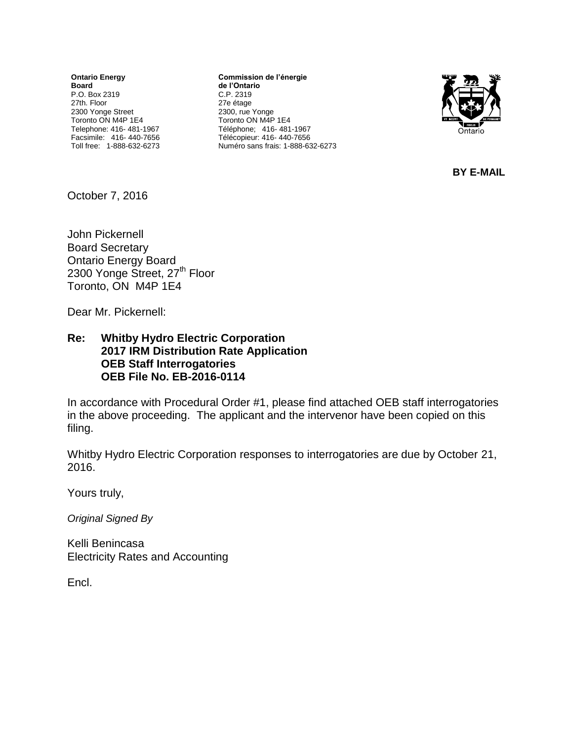**Ontario Energy Board**
P.O. Box 2319
27th. Floor
2300 Yonge Street
Toronto ON M4P 1E4
Telephone: 416- 481-1967
Facsimile: 416- 440-7656
Toll free: 1-888-632-6273

**Commission de l'énergie de l'Ontario**
C.P. 2319
27e étage
2300, rue Yonge
Toronto ON M4P 1E4
Téléphone; 416- 481-1967
Télécopieur: 416- 440-7656
Numéro sans frais: 1-888-632-6273

Ontario

**BY E-MAIL**

October 7, 2016

John Pickernell
Board Secretary
Ontario Energy Board
2300 Yonge Street, 27th Floor
Toronto, ON M4P 1E4

Dear Mr. Pickernell:

**Re: Whitby Hydro Electric Corporation**
**2017 IRM Distribution Rate Application**
**OEB Staff Interrogatories**
**OEB File No. EB-2016-0114**

In accordance with Procedural Order #1, please find attached OEB staff interrogatories in the above proceeding. The applicant and the intervenor have been copied on this filing.

Whitby Hydro Electric Corporation responses to interrogatories are due by October 21, 2016.

Yours truly,

*Original Signed By*

Kelli Benincasa
Electricity Rates and Accounting

Encl.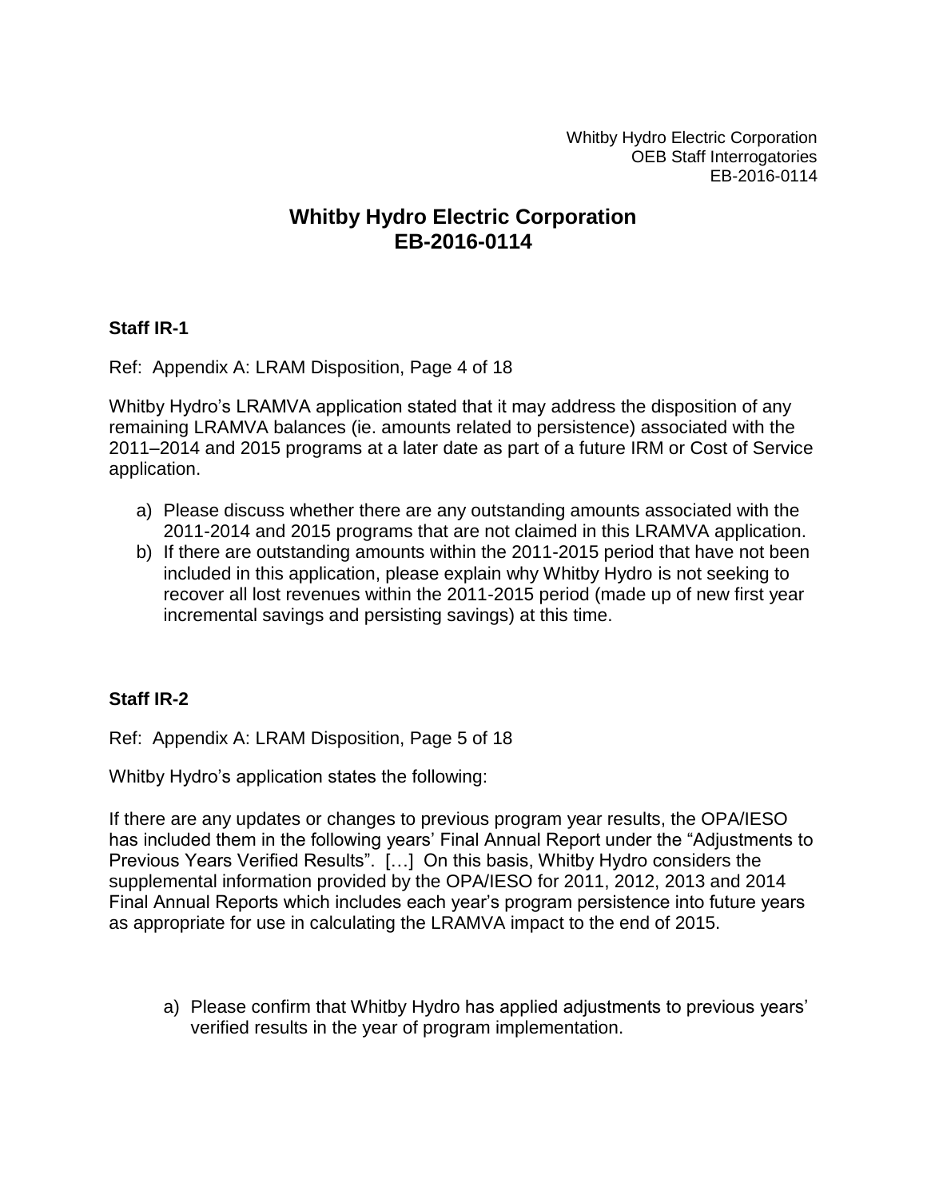# Whitby Hydro Electric Corporation
# EB-2016-0114

**Staff IR-1**

Ref: Appendix A: LRAM Disposition, Page 4 of 18

Whitby Hydro's LRAMVA application stated that it may address the disposition of any remaining LRAMVA balances (ie. amounts related to persistence) associated with the 2011–2014 and 2015 programs at a later date as part of a future IRM or Cost of Service application.

a) Please discuss whether there are any outstanding amounts associated with the 2011-2014 and 2015 programs that are not claimed in this LRAMVA application.
b) If there are outstanding amounts within the 2011-2015 period that have not been included in this application, please explain why Whitby Hydro is not seeking to recover all lost revenues within the 2011-2015 period (made up of new first year incremental savings and persisting savings) at this time.

**Staff IR-2**

Ref: Appendix A: LRAM Disposition, Page 5 of 18

Whitby Hydro's application states the following:

If there are any updates or changes to previous program year results, the OPA/IESO has included them in the following years' Final Annual Report under the "Adjustments to Previous Years Verified Results". […] On this basis, Whitby Hydro considers the supplemental information provided by the OPA/IESO for 2011, 2012, 2013 and 2014 Final Annual Reports which includes each year's program persistence into future years as appropriate for use in calculating the LRAMVA impact to the end of 2015.

a) Please confirm that Whitby Hydro has applied adjustments to previous years' verified results in the year of program implementation.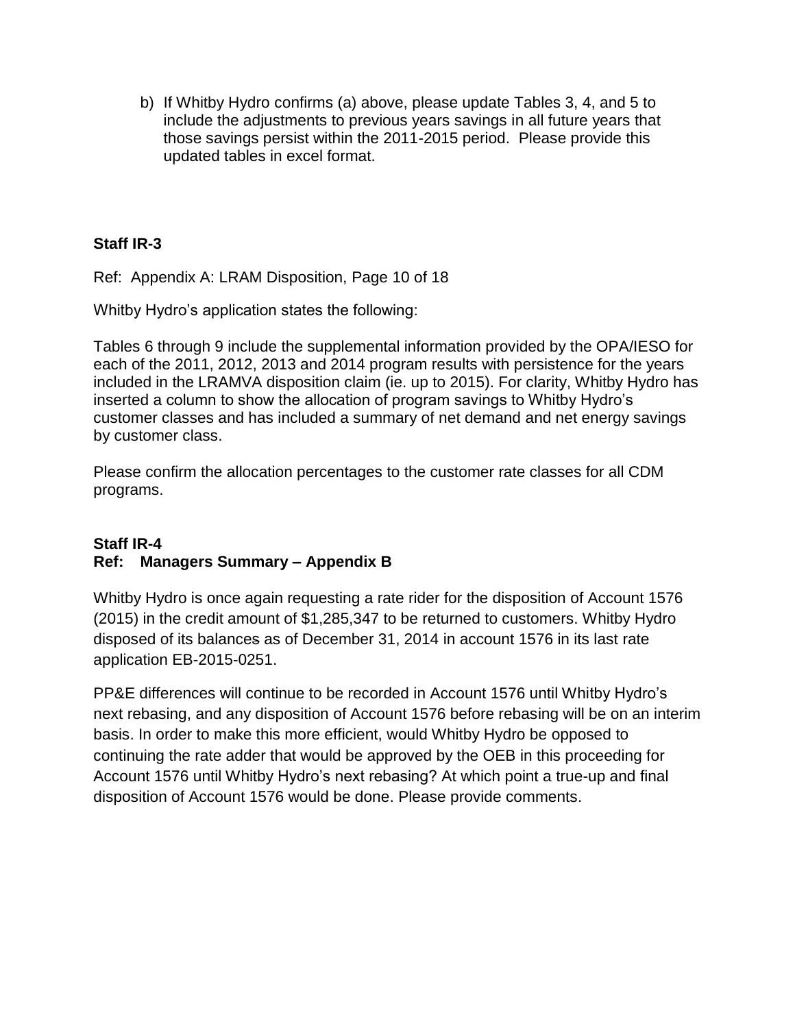b) If Whitby Hydro confirms (a) above, please update Tables 3, 4, and 5 to include the adjustments to previous years savings in all future years that those savings persist within the 2011-2015 period. Please provide this updated tables in excel format.

**Staff IR-3**

Ref: Appendix A: LRAM Disposition, Page 10 of 18

Whitby Hydro's application states the following:

Tables 6 through 9 include the supplemental information provided by the OPA/IESO for each of the 2011, 2012, 2013 and 2014 program results with persistence for the years included in the LRAMVA disposition claim (ie. up to 2015). For clarity, Whitby Hydro has inserted a column to show the allocation of program savings to Whitby Hydro's customer classes and has included a summary of net demand and net energy savings by customer class.

Please confirm the allocation percentages to the customer rate classes for all CDM programs.

**Staff IR-4**
**Ref: Managers Summary – Appendix B**

Whitby Hydro is once again requesting a rate rider for the disposition of Account 1576 (2015) in the credit amount of $1,285,347 to be returned to customers. Whitby Hydro disposed of its balances as of December 31, 2014 in account 1576 in its last rate application EB-2015-0251.

PP&E differences will continue to be recorded in Account 1576 until Whitby Hydro's next rebasing, and any disposition of Account 1576 before rebasing will be on an interim basis. In order to make this more efficient, would Whitby Hydro be opposed to continuing the rate adder that would be approved by the OEB in this proceeding for Account 1576 until Whitby Hydro's next rebasing? At which point a true-up and final disposition of Account 1576 would be done. Please provide comments.